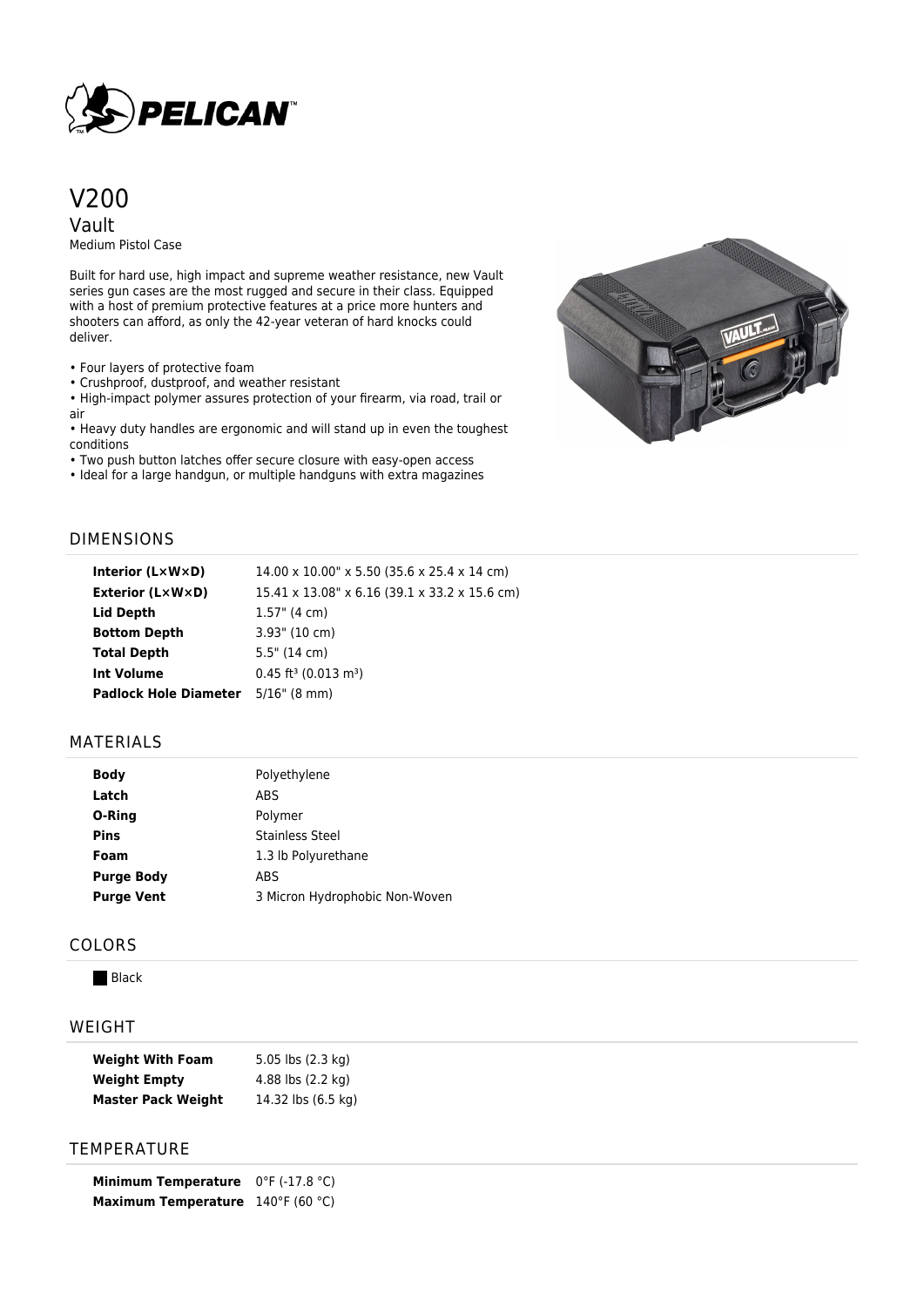# V200

## Vault

Medium Pistol Case

Built for hard use, high impact and supreme weather resistance, new Vault series gun cases are the most rugged and secure in their class. Equipped with a host of premium protective features at a price more hunters and shooters can afford, as only the 42-year veteran of hard knocks could deliver.

- Four layers of protective foam
- Crushproof, dustproof, and weather resistant
- High-impact polymer assures protection of your firearm, via road, trail or air
- Heavy duty handles are ergonomic and will stand up in even the toughest conditions
- Two push button latches offer secure closure with easy-open access
- Ideal for a large handgun, or multiple handguns with extra magazines

## DIMENSIONS

| | |
|---|---|
| **Interior (L×W×D)** | 14.00 x 10.00" x 5.50 (35.6 x 25.4 x 14 cm) |
| **Exterior (L×W×D)** | 15.41 x 13.08" x 6.16 (39.1 x 33.2 x 15.6 cm) |
| **Lid Depth** | 1.57" (4 cm) |
| **Bottom Depth** | 3.93" (10 cm) |
| **Total Depth** | 5.5" (14 cm) |
| **Int Volume** | 0.45 $ft^3$ (0.013 $m^3$) |
| **Padlock Hole Diameter** | 5/16" (8 mm) |

## MATERIALS

| | |
|---|---|
| **Body** | Polyethylene |
| **Latch** | ABS |
| **O-Ring** | Polymer |
| **Pins** | Stainless Steel |
| **Foam** | 1.3 lb Polyurethane |
| **Purge Body** | ABS |
| **Purge Vent** | 3 Micron Hydrophobic Non-Woven |

## COLORS

Black

## WEIGHT

| | |
|---|---|
| **Weight With Foam** | 5.05 lbs (2.3 kg) |
| **Weight Empty** | 4.88 lbs (2.2 kg) |
| **Master Pack Weight** | 14.32 lbs (6.5 kg) |

## TEMPERATURE

| | |
|---|---|
| **Minimum Temperature** | 0°F (-17.8 °C) |
| **Maximum Temperature** | 140°F (60 °C) |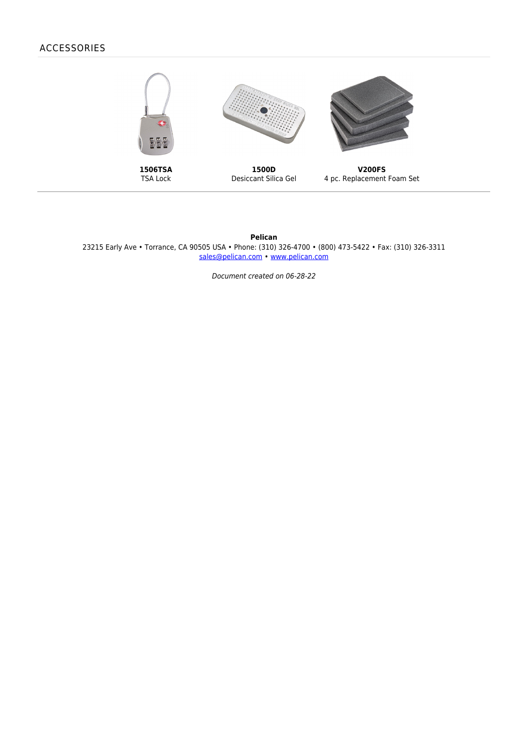## ACCESSORIES

**1506TSA**
TSA Lock

**1500D**
Desiccant Silica Gel

**V200FS**
4 pc. Replacement Foam Set

---

**Pelican**
23215 Early Ave • Torrance, CA 90505 USA • Phone: (310) 326-4700 • (800) 473-5422 • Fax: (310) 326-3311
sales@pelican.com • www.pelican.com

*Document created on 06-28-22*